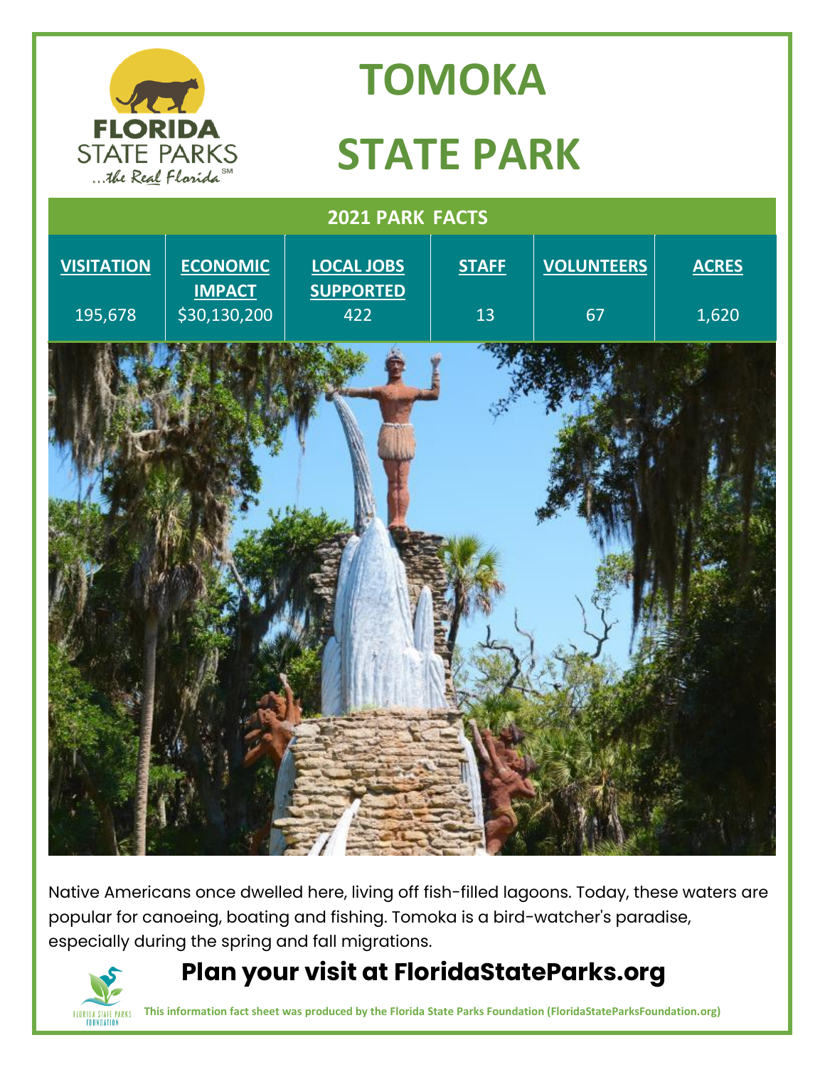# TOMOKA STATE PARK

## 2021 PARK FACTS

| VISITATION | ECONOMIC IMPACT | LOCAL JOBS SUPPORTED | STAFF | VOLUNTEERS | ACRES |
|---|---|---|---|---|---|
| 195,678 | $30,130,200 | 422 | 13 | 67 | 1,620 |

Native Americans once dwelled here, living off fish-filled lagoons. Today, these waters are popular for canoeing, boating and fishing. Tomoka is a bird-watcher's paradise, especially during the spring and fall migrations.

## Plan your visit at FloridaStateParks.org

**This information fact sheet was produced by the Florida State Parks Foundation (FloridaStateParksFoundation.org)**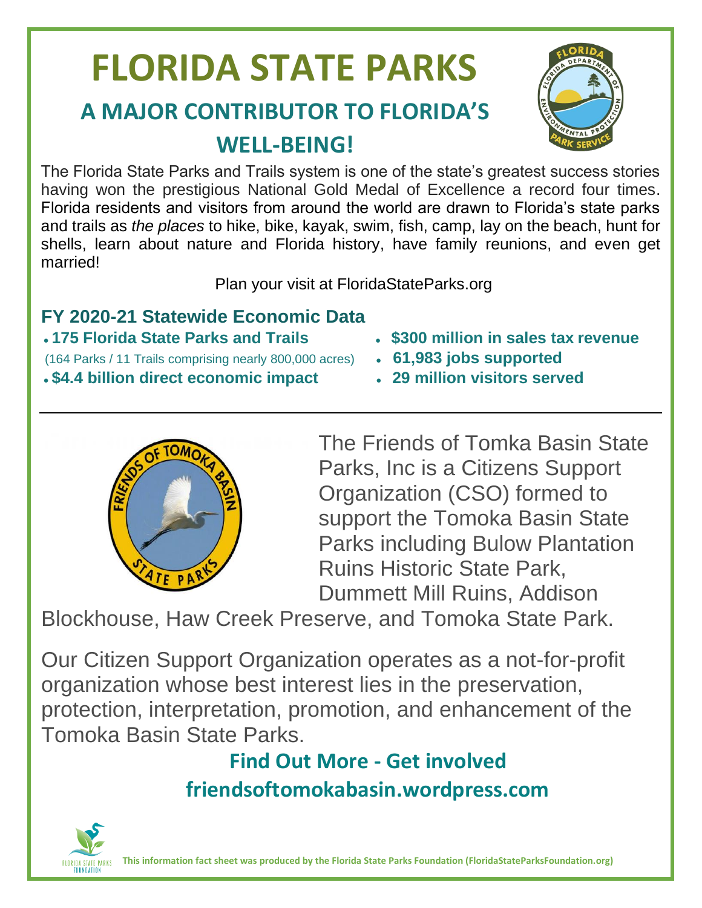# FLORIDA STATE PARKS

## A MAJOR CONTRIBUTOR TO FLORIDA'S WELL-BEING!

The Florida State Parks and Trails system is one of the state's greatest success stories having won the prestigious National Gold Medal of Excellence a record four times. Florida residents and visitors from around the world are drawn to Florida's state parks and trails as *the places* to hike, bike, kayak, swim, fish, camp, lay on the beach, hunt for shells, learn about nature and Florida history, have family reunions, and even get married!

Plan your visit at FloridaStateParks.org

### FY 2020-21 Statewide Economic Data

- **175 Florida State Parks and Trails**
  (164 Parks / 11 Trails comprising nearly 800,000 acres)
- **$4.4 billion direct economic impact**
- **$300 million in sales tax revenue**
- **61,983 jobs supported**
- **29 million visitors served**

---

The Friends of Tomka Basin State Parks, Inc is a Citizens Support Organization (CSO) formed to support the Tomoka Basin State Parks including Bulow Plantation Ruins Historic State Park, Dummett Mill Ruins, Addison Blockhouse, Haw Creek Preserve, and Tomoka State Park.

Our Citizen Support Organization operates as a not-for-profit organization whose best interest lies in the preservation, protection, interpretation, promotion, and enhancement of the Tomoka Basin State Parks.

**Find Out More - Get involved**

**friendsoftomokabasin.wordpress.com**

**This information fact sheet was produced by the Florida State Parks Foundation (FloridaStateParksFoundation.org)**